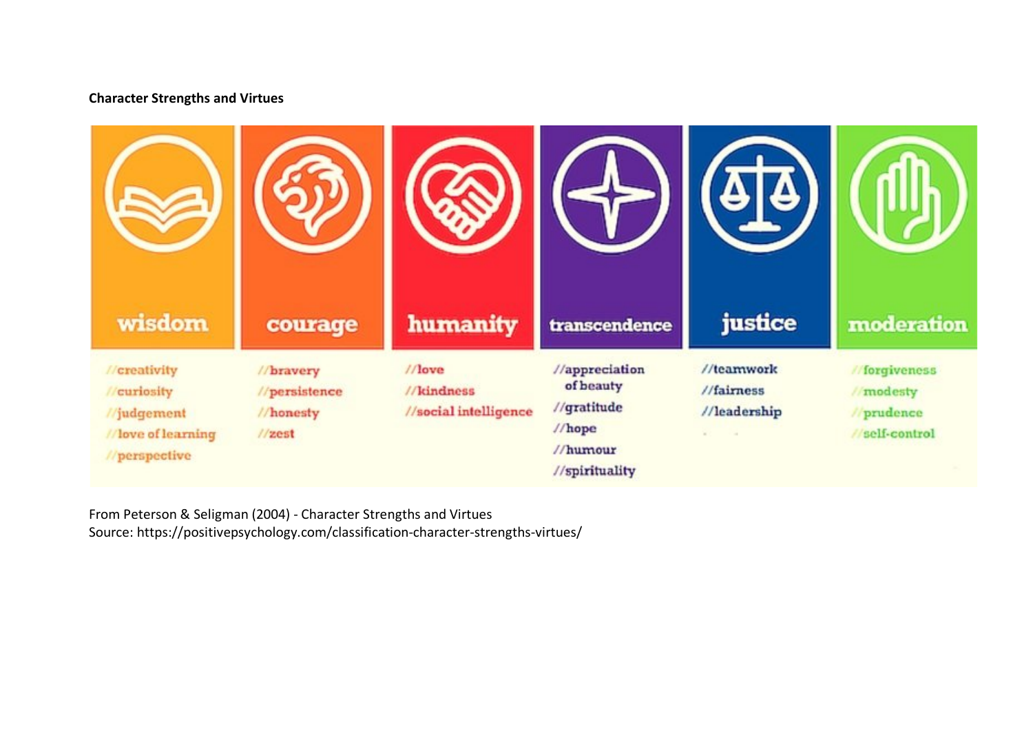**Character Strengths and Virtues**

| wisdom | courage | humanity | transcendence | justice | moderation |
| --- | --- | --- | --- | --- | --- |
| //creativity | //bravery | //love | //appreciation of beauty | //teamwork | //forgiveness |
| //curiosity | //persistence | //kindness | //gratitude | //fairness | //modesty |
| //judgement | //honesty | //social intelligence | //hope | //leadership | //prudence |
| //love of learning | //zest | | //humour | | //self-control |
| //perspective | | | //spirituality | | |

From Peterson & Seligman (2004) - Character Strengths and Virtues
Source: https://positivepsychology.com/classification-character-strengths-virtues/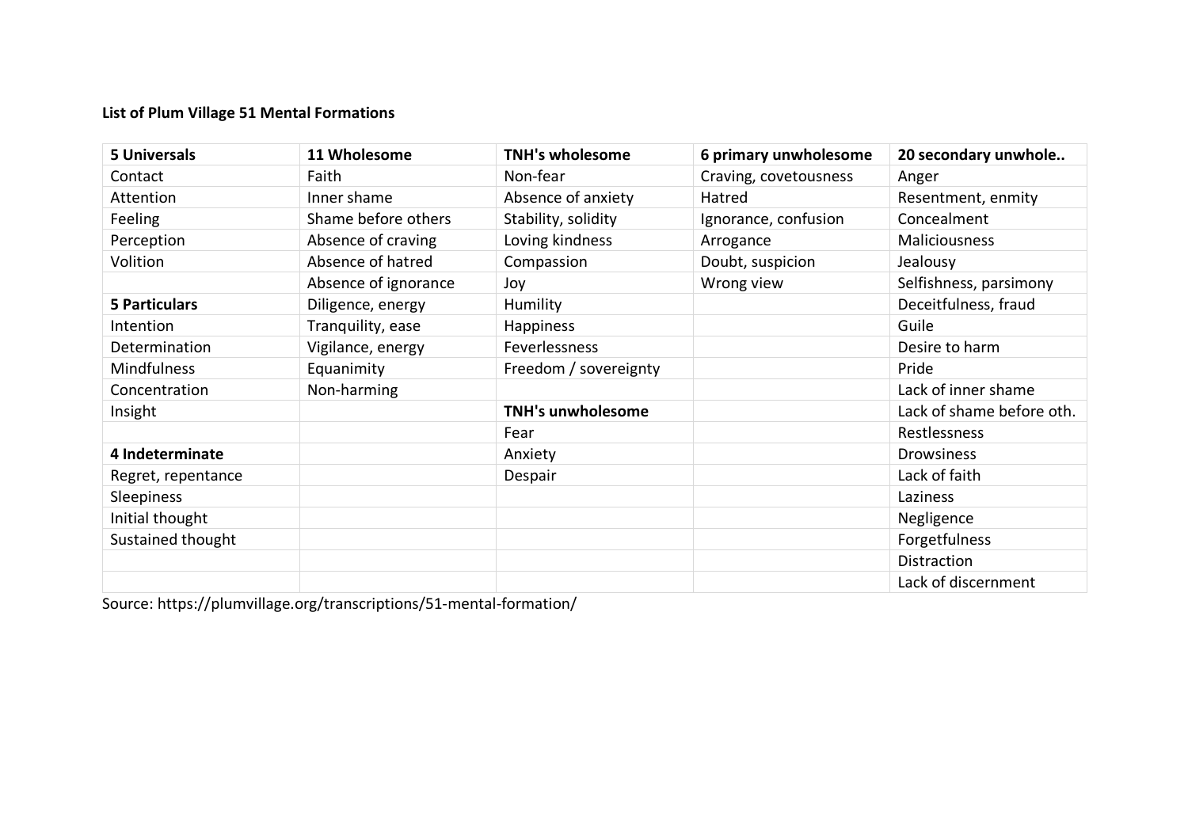**List of Plum Village 51 Mental Formations**

| **5 Universals** | **11 Wholesome** | **TNH's wholesome** | **6 primary unwholesome** | **20 secondary unwhole..** |
|---|---|---|---|---|
| Contact | Faith | Non-fear | Craving, covetousness | Anger |
| Attention | Inner shame | Absence of anxiety | Hatred | Resentment, enmity |
| Feeling | Shame before others | Stability, solidity | Ignorance, confusion | Concealment |
| Perception | Absence of craving | Loving kindness | Arrogance | Maliciousness |
| Volition | Absence of hatred | Compassion | Doubt, suspicion | Jealousy |
| | Absence of ignorance | Joy | Wrong view | Selfishness, parsimony |
| **5 Particulars** | Diligence, energy | Humility | | Deceitfulness, fraud |
| Intention | Tranquility, ease | Happiness | | Guile |
| Determination | Vigilance, energy | Feverlessness | | Desire to harm |
| Mindfulness | Equanimity | Freedom / sovereignty | | Pride |
| Concentration | Non-harming | | | Lack of inner shame |
| Insight | | **TNH's unwholesome** | | Lack of shame before oth. |
| | | Fear | | Restlessness |
| **4 Indeterminate** | | Anxiety | | Drowsiness |
| Regret, repentance | | Despair | | Lack of faith |
| Sleepiness | | | | Laziness |
| Initial thought | | | | Negligence |
| Sustained thought | | | | Forgetfulness |
| | | | | Distraction |
| | | | | Lack of discernment |

Source: https://plumvillage.org/transcriptions/51-mental-formation/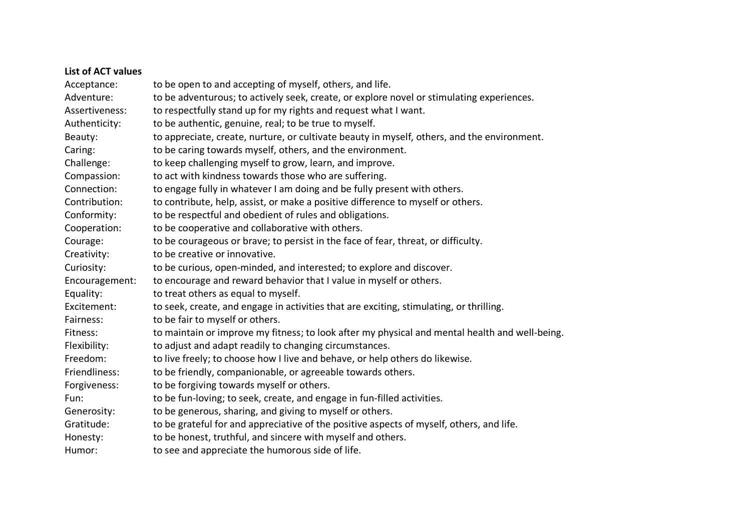**List of ACT values**

| | |
|---|---|
| Acceptance: | to be open to and accepting of myself, others, and life. |
| Adventure: | to be adventurous; to actively seek, create, or explore novel or stimulating experiences. |
| Assertiveness: | to respectfully stand up for my rights and request what I want. |
| Authenticity: | to be authentic, genuine, real; to be true to myself. |
| Beauty: | to appreciate, create, nurture, or cultivate beauty in myself, others, and the environment. |
| Caring: | to be caring towards myself, others, and the environment. |
| Challenge: | to keep challenging myself to grow, learn, and improve. |
| Compassion: | to act with kindness towards those who are suffering. |
| Connection: | to engage fully in whatever I am doing and be fully present with others. |
| Contribution: | to contribute, help, assist, or make a positive difference to myself or others. |
| Conformity: | to be respectful and obedient of rules and obligations. |
| Cooperation: | to be cooperative and collaborative with others. |
| Courage: | to be courageous or brave; to persist in the face of fear, threat, or difficulty. |
| Creativity: | to be creative or innovative. |
| Curiosity: | to be curious, open-minded, and interested; to explore and discover. |
| Encouragement: | to encourage and reward behavior that I value in myself or others. |
| Equality: | to treat others as equal to myself. |
| Excitement: | to seek, create, and engage in activities that are exciting, stimulating, or thrilling. |
| Fairness: | to be fair to myself or others. |
| Fitness: | to maintain or improve my fitness; to look after my physical and mental health and well-being. |
| Flexibility: | to adjust and adapt readily to changing circumstances. |
| Freedom: | to live freely; to choose how I live and behave, or help others do likewise. |
| Friendliness: | to be friendly, companionable, or agreeable towards others. |
| Forgiveness: | to be forgiving towards myself or others. |
| Fun: | to be fun-loving; to seek, create, and engage in fun-filled activities. |
| Generosity: | to be generous, sharing, and giving to myself or others. |
| Gratitude: | to be grateful for and appreciative of the positive aspects of myself, others, and life. |
| Honesty: | to be honest, truthful, and sincere with myself and others. |
| Humor: | to see and appreciate the humorous side of life. |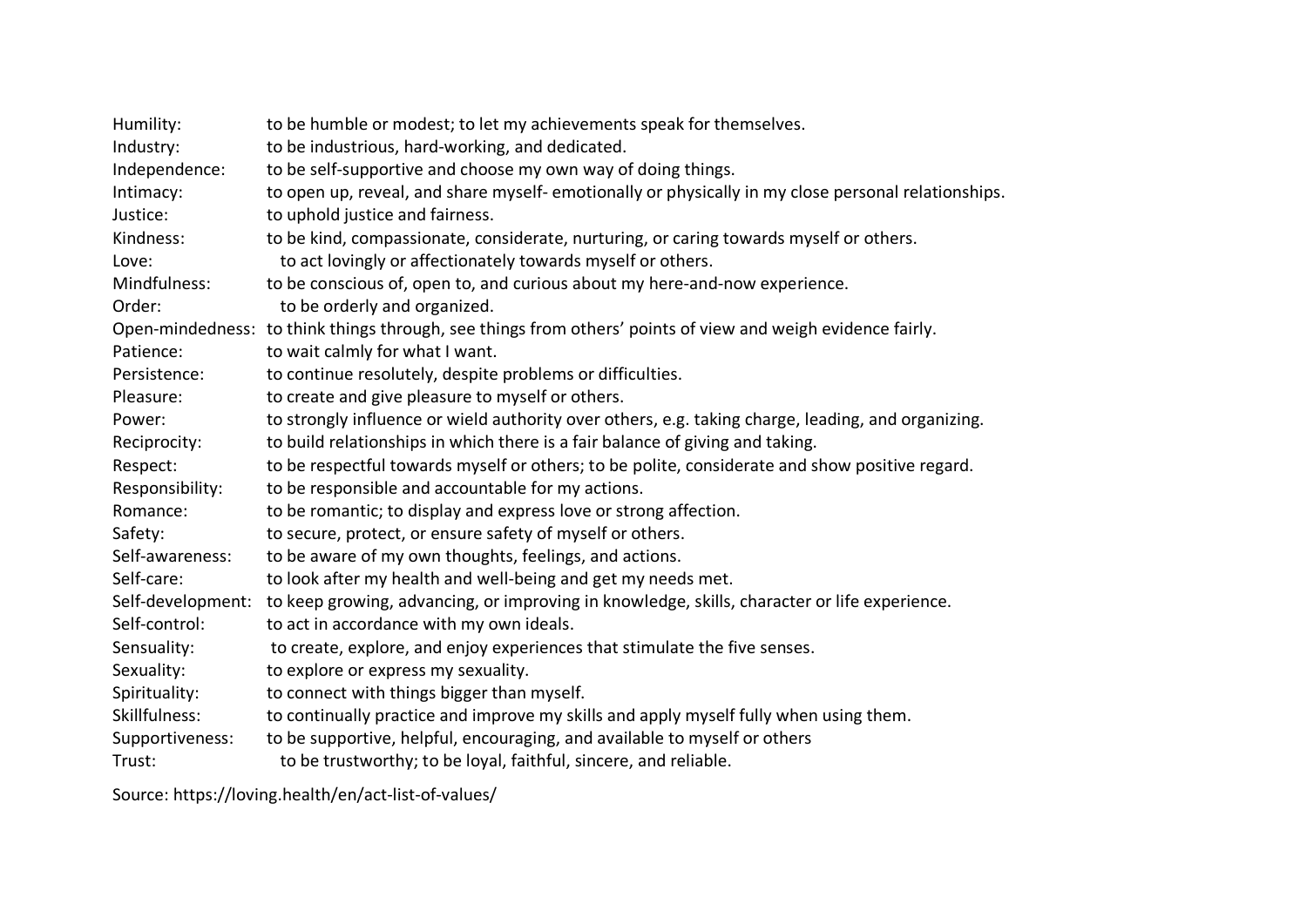| | |
|---|---|
| Humility: | to be humble or modest; to let my achievements speak for themselves. |
| Industry: | to be industrious, hard-working, and dedicated. |
| Independence: | to be self-supportive and choose my own way of doing things. |
| Intimacy: | to open up, reveal, and share myself- emotionally or physically in my close personal relationships. |
| Justice: | to uphold justice and fairness. |
| Kindness: | to be kind, compassionate, considerate, nurturing, or caring towards myself or others. |
| Love: | to act lovingly or affectionately towards myself or others. |
| Mindfulness: | to be conscious of, open to, and curious about my here-and-now experience. |
| Order: | to be orderly and organized. |
| Open-mindedness: | to think things through, see things from others' points of view and weigh evidence fairly. |
| Patience: | to wait calmly for what I want. |
| Persistence: | to continue resolutely, despite problems or difficulties. |
| Pleasure: | to create and give pleasure to myself or others. |
| Power: | to strongly influence or wield authority over others, e.g. taking charge, leading, and organizing. |
| Reciprocity: | to build relationships in which there is a fair balance of giving and taking. |
| Respect: | to be respectful towards myself or others; to be polite, considerate and show positive regard. |
| Responsibility: | to be responsible and accountable for my actions. |
| Romance: | to be romantic; to display and express love or strong affection. |
| Safety: | to secure, protect, or ensure safety of myself or others. |
| Self-awareness: | to be aware of my own thoughts, feelings, and actions. |
| Self-care: | to look after my health and well-being and get my needs met. |
| Self-development: | to keep growing, advancing, or improving in knowledge, skills, character or life experience. |
| Self-control: | to act in accordance with my own ideals. |
| Sensuality: | to create, explore, and enjoy experiences that stimulate the five senses. |
| Sexuality: | to explore or express my sexuality. |
| Spirituality: | to connect with things bigger than myself. |
| Skillfulness: | to continually practice and improve my skills and apply myself fully when using them. |
| Supportiveness: | to be supportive, helpful, encouraging, and available to myself or others |
| Trust: | to be trustworthy; to be loyal, faithful, sincere, and reliable. |

Source: https://loving.health/en/act-list-of-values/